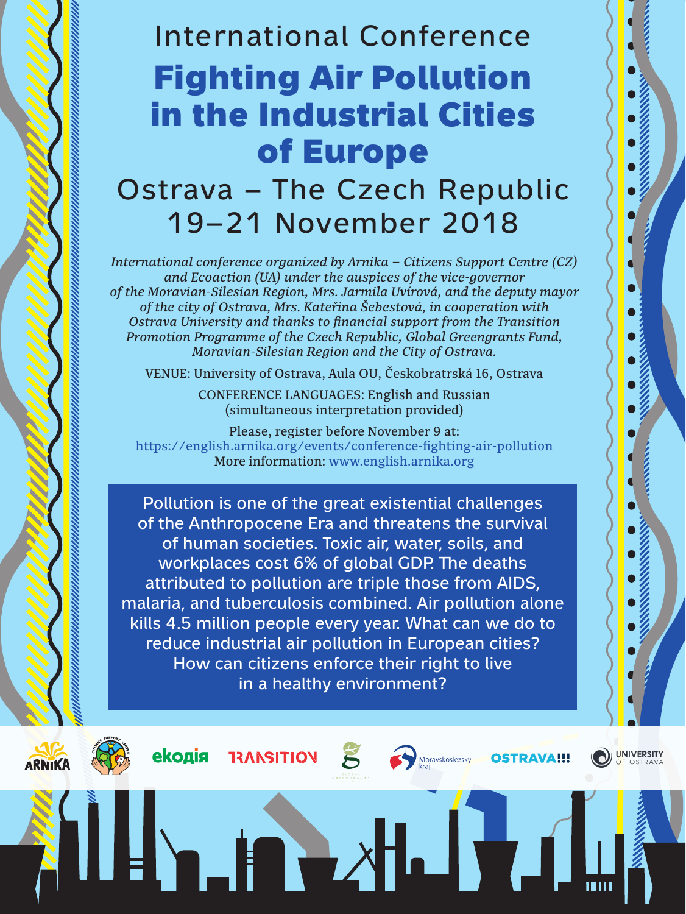International Conference

# Fighting Air Pollution in the Industrial Cities of Europe

## Ostrava – The Czech Republic
## 19–21 November 2018

*International conference organized by Arnika – Citizens Support Centre (CZ) and Ecoaction (UA) under the auspices of the vice-governor of the Moravian-Silesian Region, Mrs. Jarmila Uvírová, and the deputy mayor of the city of Ostrava, Mrs. Kateřina Šebestová, in cooperation with Ostrava University and thanks to financial support from the Transition Promotion Programme of the Czech Republic, Global Greengrants Fund, Moravian-Silesian Region and the City of Ostrava.*

VENUE: University of Ostrava, Aula OU, Českobratrská 16, Ostrava

CONFERENCE LANGUAGES: English and Russian (simultaneous interpretation provided)

Please, register before November 9 at:
https://english.arnika.org/events/conference-fighting-air-pollution
More information: www.english.arnika.org

Pollution is one of the great existential challenges of the Anthropocene Era and threatens the survival of human societies. Toxic air, water, soils, and workplaces cost 6% of global GDP. The deaths attributed to pollution are triple those from AIDS, malaria, and tuberculosis combined. Air pollution alone kills 4.5 million people every year. What can we do to reduce industrial air pollution in European cities? How can citizens enforce their right to live in a healthy environment?

ARNIKA · Citizens Support Centre · екодія · TRANSITION · Global Greengrants Fund · Moravskoslezský kraj · OSTRAVA!!! · UNIVERSITY OF OSTRAVA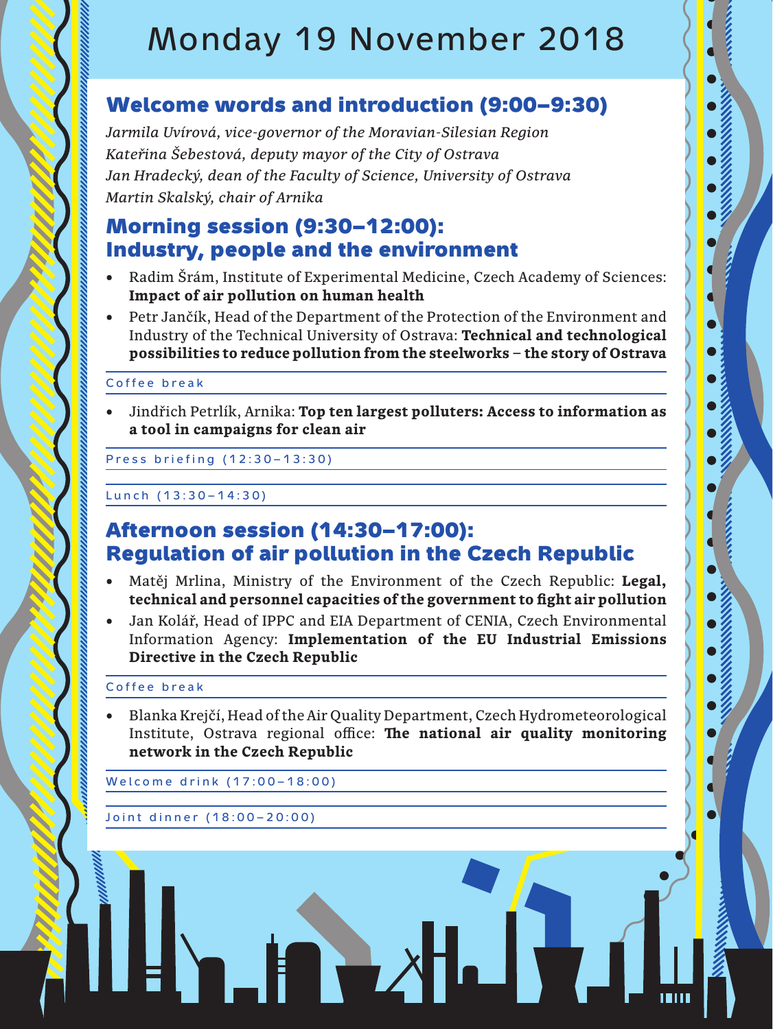# Monday 19 November 2018

## Welcome words and introduction (9:00–9:30)

*Jarmila Uvírová, vice-governor of the Moravian-Silesian Region*
*Kateřina Šebestová, deputy mayor of the City of Ostrava*
*Jan Hradecký, dean of the Faculty of Science, University of Ostrava*
*Martin Skalský, chair of Arnika*

## Morning session (9:30–12:00): Industry, people and the environment

- Radim Šrám, Institute of Experimental Medicine, Czech Academy of Sciences: **Impact of air pollution on human health**
- Petr Jančík, Head of the Department of the Protection of the Environment and Industry of the Technical University of Ostrava: **Technical and technological possibilities to reduce pollution from the steelworks – the story of Ostrava**

Coffee break

- Jindřich Petrlík, Arnika: **Top ten largest polluters: Access to information as a tool in campaigns for clean air**

Press briefing (12:30–13:30)

Lunch (13:30–14:30)

## Afternoon session (14:30–17:00): Regulation of air pollution in the Czech Republic

- Matěj Mrlina, Ministry of the Environment of the Czech Republic: **Legal, technical and personnel capacities of the government to fight air pollution**
- Jan Kolář, Head of IPPC and EIA Department of CENIA, Czech Environmental Information Agency: **Implementation of the EU Industrial Emissions Directive in the Czech Republic**

Coffee break

- Blanka Krejčí, Head of the Air Quality Department, Czech Hydrometeorological Institute, Ostrava regional office: **The national air quality monitoring network in the Czech Republic**

Welcome drink (17:00–18:00)

Joint dinner (18:00–20:00)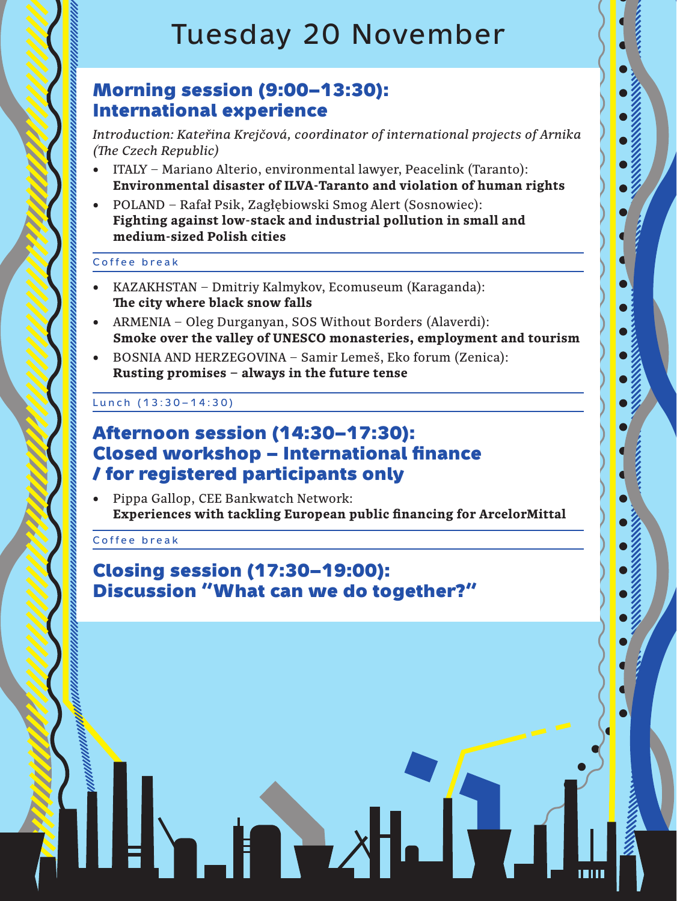# Tuesday 20 November

## Morning session (9:00–13:30): International experience

*Introduction: Kateřina Krejčová, coordinator of international projects of Arnika (The Czech Republic)*

- ITALY – Mariano Alterio, environmental lawyer, Peacelink (Taranto): **Environmental disaster of ILVA-Taranto and violation of human rights**
- POLAND – Rafał Psik, Zagłębiowski Smog Alert (Sosnowiec): **Fighting against low-stack and industrial pollution in small and medium-sized Polish cities**

Coffee break

- KAZAKHSTAN – Dmitriy Kalmykov, Ecomuseum (Karaganda): **The city where black snow falls**
- ARMENIA – Oleg Durganyan, SOS Without Borders (Alaverdi): **Smoke over the valley of UNESCO monasteries, employment and tourism**
- BOSNIA AND HERZEGOVINA – Samir Lemeš, Eko forum (Zenica): **Rusting promises – always in the future tense**

Lunch (13:30–14:30)

## Afternoon session (14:30–17:30): Closed workshop – International finance / for registered participants only

- Pippa Gallop, CEE Bankwatch Network: **Experiences with tackling European public financing for ArcelorMittal**

Coffee break

## Closing session (17:30–19:00): Discussion "What can we do together?"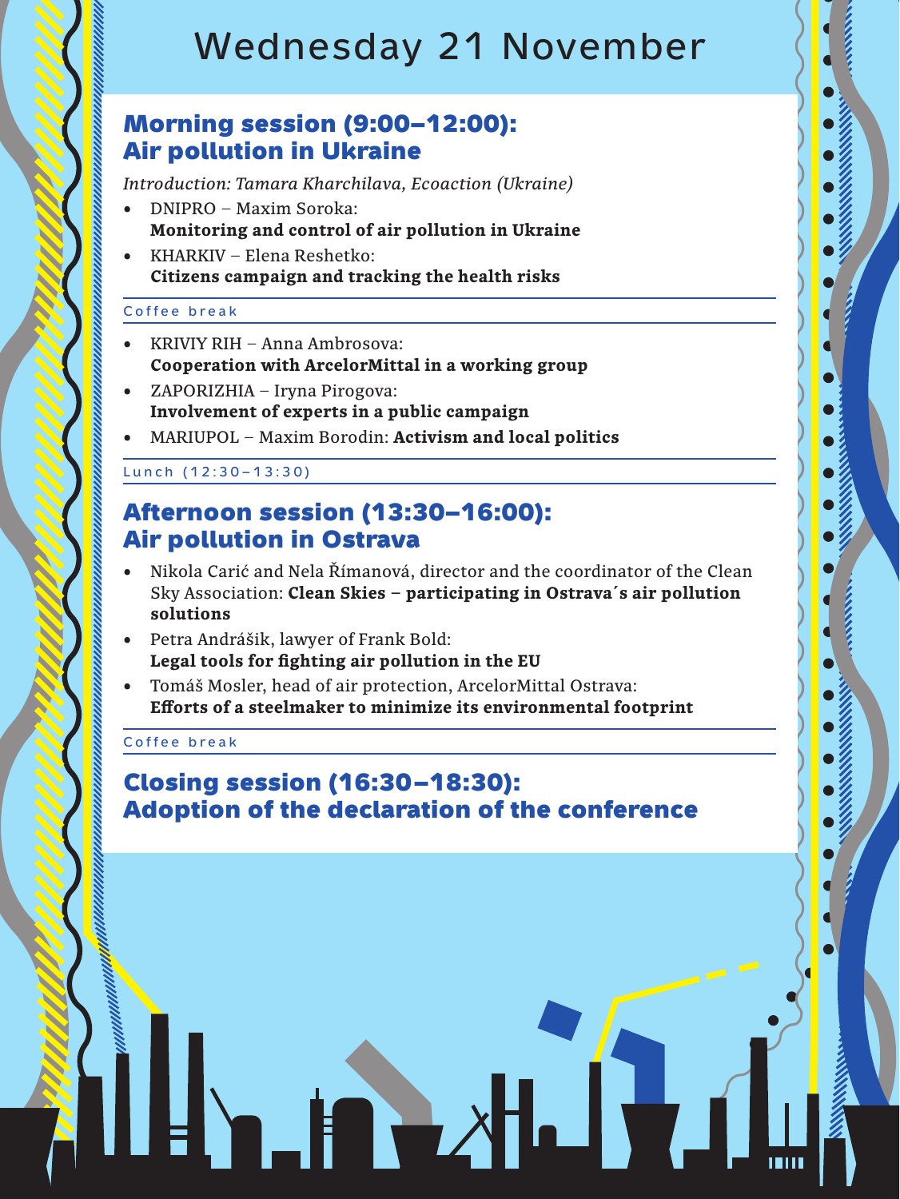# Wednesday 21 November

## Morning session (9:00–12:00): Air pollution in Ukraine

*Introduction: Tamara Kharchilava, Ecoaction (Ukraine)*

- DNIPRO – Maxim Soroka: **Monitoring and control of air pollution in Ukraine**
- KHARKIV – Elena Reshetko: **Citizens campaign and tracking the health risks**

Coffee break

- KRIVIY RIH – Anna Ambrosova: **Cooperation with ArcelorMittal in a working group**
- ZAPORIZHIA – Iryna Pirogova: **Involvement of experts in a public campaign**
- MARIUPOL – Maxim Borodin: **Activism and local politics**

Lunch (12:30–13:30)

## Afternoon session (13:30–16:00): Air pollution in Ostrava

- Nikola Carić and Nela Římanová, director and the coordinator of the Clean Sky Association: **Clean Skies – participating in Ostrava´s air pollution solutions**
- Petra Andrášik, lawyer of Frank Bold: **Legal tools for fighting air pollution in the EU**
- Tomáš Mosler, head of air protection, ArcelorMittal Ostrava: **Efforts of a steelmaker to minimize its environmental footprint**

Coffee break

## Closing session (16:30–18:30): Adoption of the declaration of the conference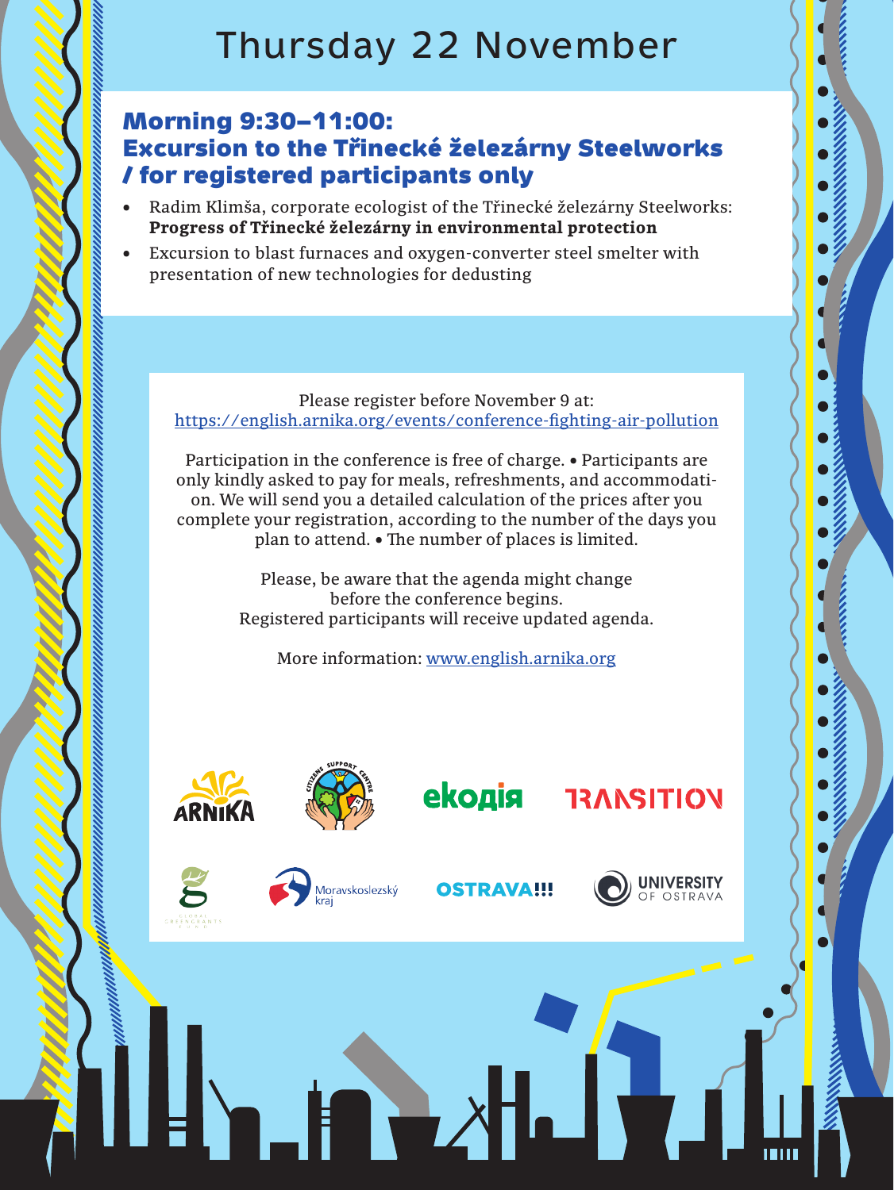# Thursday 22 November

## Morning 9:30–11:00: Excursion to the Třinecké železárny Steelworks / for registered participants only

- Radim Klimša, corporate ecologist of the Třinecké železárny Steelworks: **Progress of Třinecké železárny in environmental protection**
- Excursion to blast furnaces and oxygen-converter steel smelter with presentation of new technologies for dedusting

Please register before November 9 at:
https://english.arnika.org/events/conference-fighting-air-pollution

Participation in the conference is free of charge. • Participants are only kindly asked to pay for meals, refreshments, and accommodation. We will send you a detailed calculation of the prices after you complete your registration, according to the number of the days you plan to attend. • The number of places is limited.

Please, be aware that the agenda might change before the conference begins.
Registered participants will receive updated agenda.

More information: www.english.arnika.org

ARNIKA

CITIZENS SUPPORT CENTRE

екодія

TRANSITION

GLOBAL GREENGRANTS FUND

Moravskoslezský kraj

OSTRAVA!!!

UNIVERSITY OF OSTRAVA